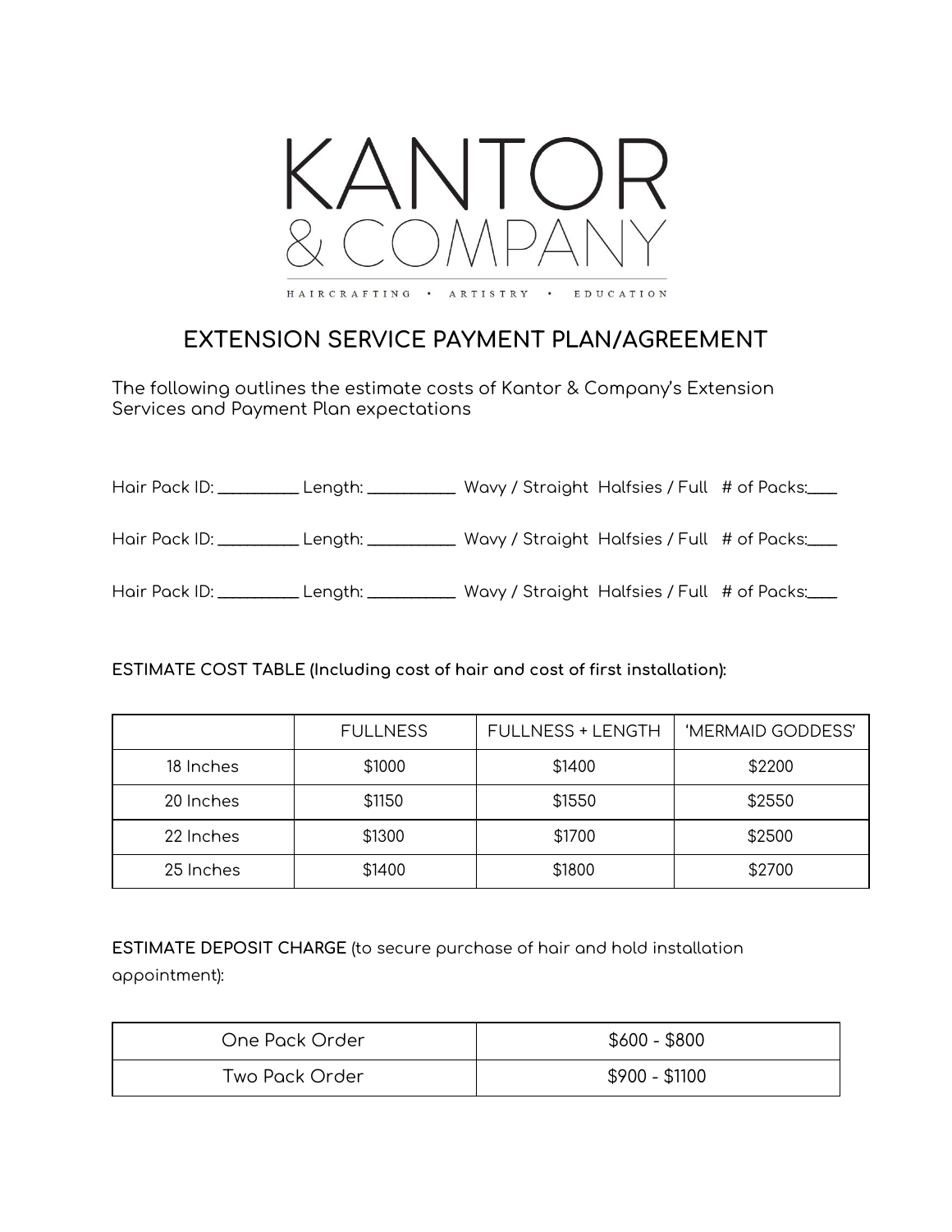# KANTOR & COMPANY

HAIRCRAFTING • ARTISTRY • EDUCATION

## EXTENSION SERVICE PAYMENT PLAN/AGREEMENT

The following outlines the estimate costs of Kantor & Company's Extension Services and Payment Plan expectations

Hair Pack ID: _________ Length: __________ Wavy / Straight Halfsies / Full # of Packs:____

Hair Pack ID: _________ Length: __________ Wavy / Straight Halfsies / Full # of Packs:____

Hair Pack ID: _________ Length: __________ Wavy / Straight Halfsies / Full # of Packs:____

**ESTIMATE COST TABLE (Including cost of hair and cost of first installation):**

| | FULLNESS | FULLNESS + LENGTH | 'MERMAID GODDESS' |
|---|---|---|---|
| 18 Inches | $1000 | $1400 | $2200 |
| 20 Inches | $1150 | $1550 | $2550 |
| 22 Inches | $1300 | $1700 | $2500 |
| 25 Inches | $1400 | $1800 | $2700 |

**ESTIMATE DEPOSIT CHARGE** (to secure purchase of hair and hold installation appointment):

| | |
|---|---|
| One Pack Order | $600 - $800 |
| Two Pack Order | $900 - $1100 |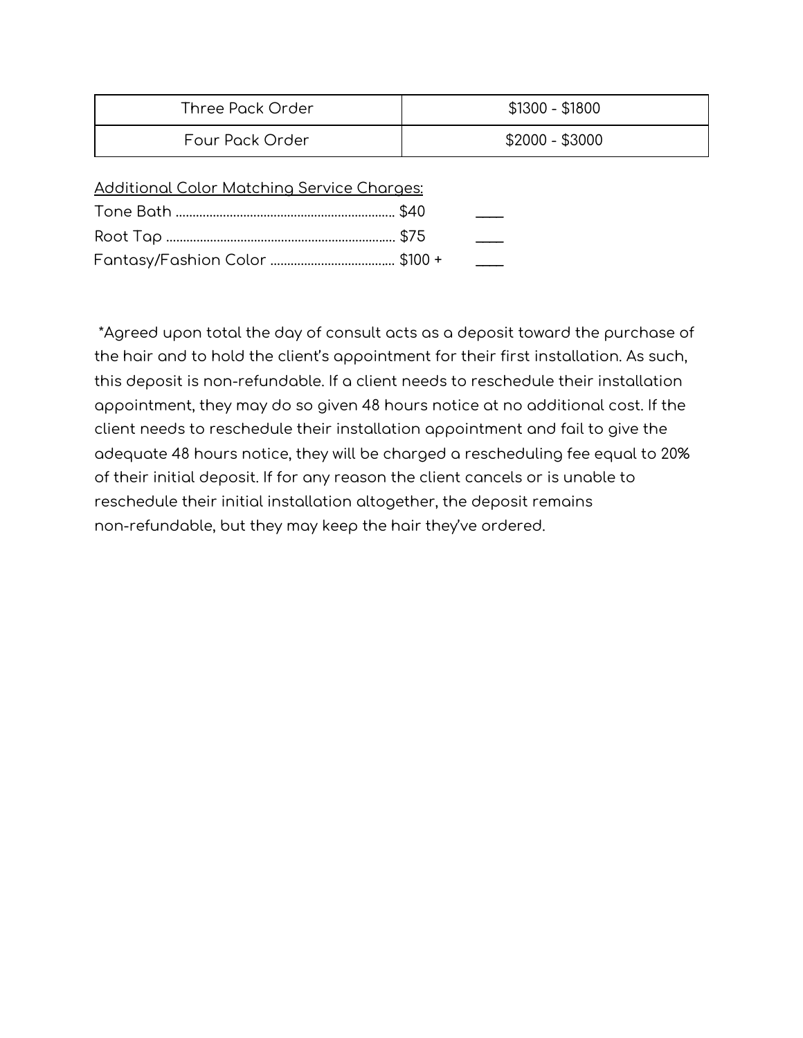| | |
|---|---|
| Three Pack Order | $1300 - $1800 |
| Four Pack Order | $2000 - $3000 |

Additional Color Matching Service Charges:

Tone Bath ................................................................ $40 \_\_\_\_

Root Tap ................................................................... $75 \_\_\_\_

Fantasy/Fashion Color ..................................... $100 + \_\_\_\_

*Agreed upon total the day of consult acts as a deposit toward the purchase of the hair and to hold the client's appointment for their first installation. As such, this deposit is non-refundable. If a client needs to reschedule their installation appointment, they may do so given 48 hours notice at no additional cost. If the client needs to reschedule their installation appointment and fail to give the adequate 48 hours notice, they will be charged a rescheduling fee equal to 20% of their initial deposit. If for any reason the client cancels or is unable to reschedule their initial installation altogether, the deposit remains non-refundable, but they may keep the hair they've ordered.